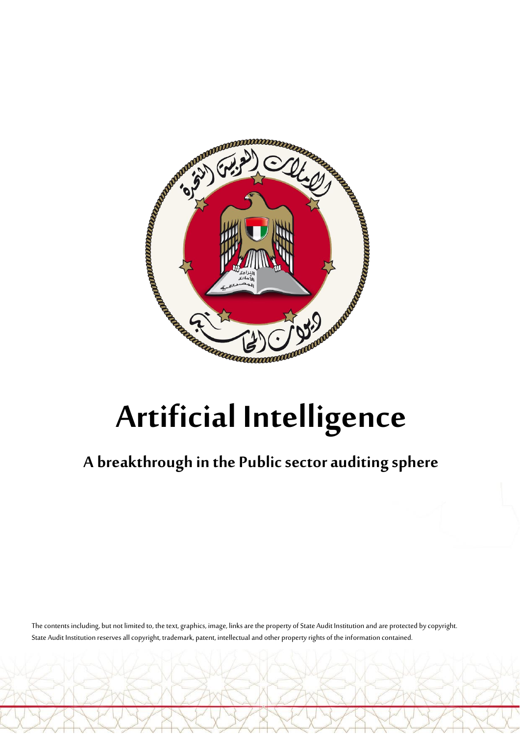# Artificial Intelligence

## A breakthrough in the Public sector auditing sphere

The contents including, but not limited to, the text, graphics, image, links are the property of State Audit Institution and are protected by copyright. State Audit Institution reserves all copyright, trademark, patent, intellectual and other property rights of the information contained.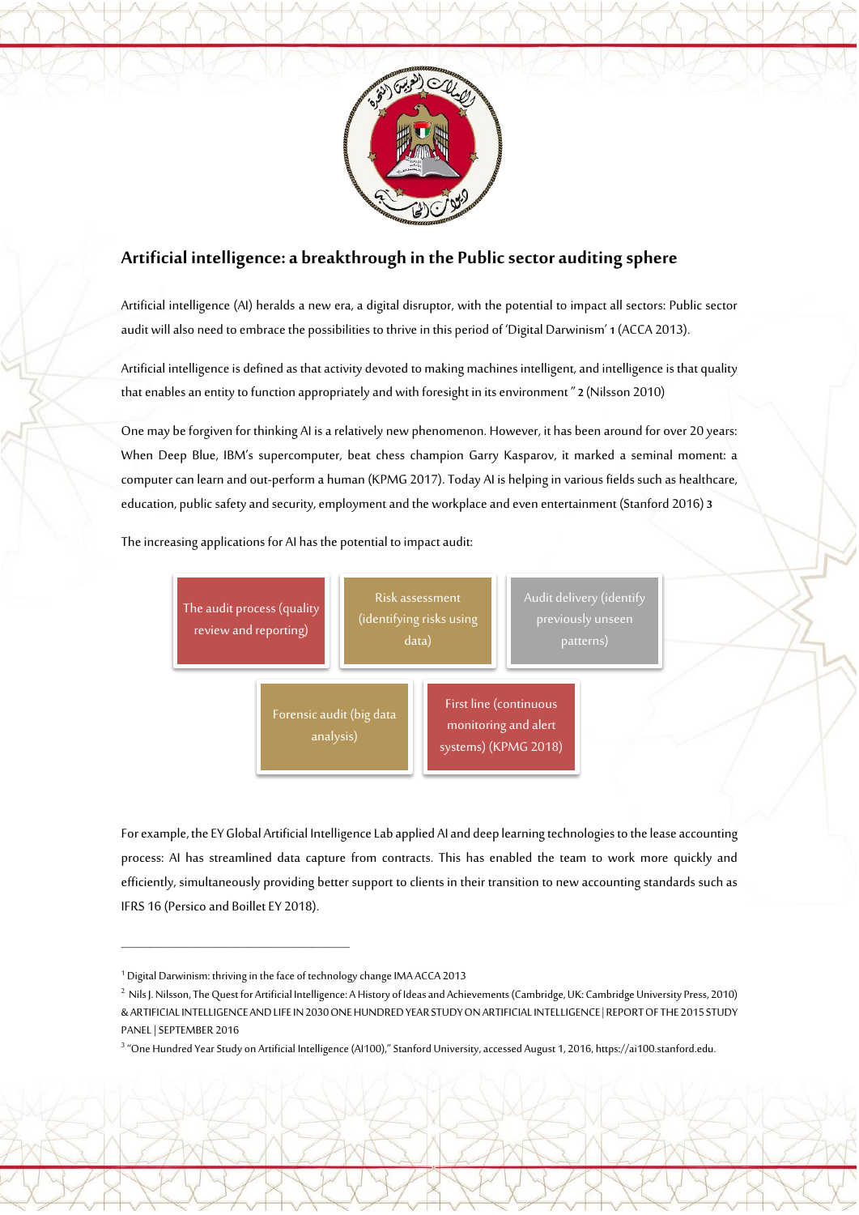## Artificial intelligence: a breakthrough in the Public sector auditing sphere

Artificial intelligence (AI) heralds a new era, a digital disruptor, with the potential to impact all sectors: Public sector audit will also need to embrace the possibilities to thrive in this period of 'Digital Darwinism' 1 (ACCA 2013).

Artificial intelligence is defined as that activity devoted to making machines intelligent, and intelligence is that quality that enables an entity to function appropriately and with foresight in its environment " 2 (Nilsson 2010)

One may be forgiven for thinking AI is a relatively new phenomenon. However, it has been around for over 20 years: When Deep Blue, IBM's supercomputer, beat chess champion Garry Kasparov, it marked a seminal moment: a computer can learn and out-perform a human (KPMG 2017). Today AI is helping in various fields such as healthcare, education, public safety and security, employment and the workplace and even entertainment (Stanford 2016) 3

The increasing applications for AI has the potential to impact audit:

- The audit process (quality review and reporting)
- Risk assessment (identifying risks using data)
- Audit delivery (identify previously unseen patterns)
- Forensic audit (big data analysis)
- First line (continuous monitoring and alert systems) (KPMG 2018)

For example, the EY Global Artificial Intelligence Lab applied AI and deep learning technologies to the lease accounting process: AI has streamlined data capture from contracts. This has enabled the team to work more quickly and efficiently, simultaneously providing better support to clients in their transition to new accounting standards such as IFRS 16 (Persico and Boillet EY 2018).

---

[1] Digital Darwinism: thriving in the face of technology change IMA ACCA 2013

[2] Nils J. Nilsson, The Quest for Artificial Intelligence: A History of Ideas and Achievements (Cambridge, UK: Cambridge University Press, 2010) & ARTIFICIAL INTELLIGENCE AND LIFE IN 2030 ONE HUNDRED YEAR STUDY ON ARTIFICIAL INTELLIGENCE | REPORT OF THE 2015 STUDY PANEL | SEPTEMBER 2016

[3] "One Hundred Year Study on Artificial Intelligence (AI100)," Stanford University, accessed August 1, 2016, https://ai100.stanford.edu.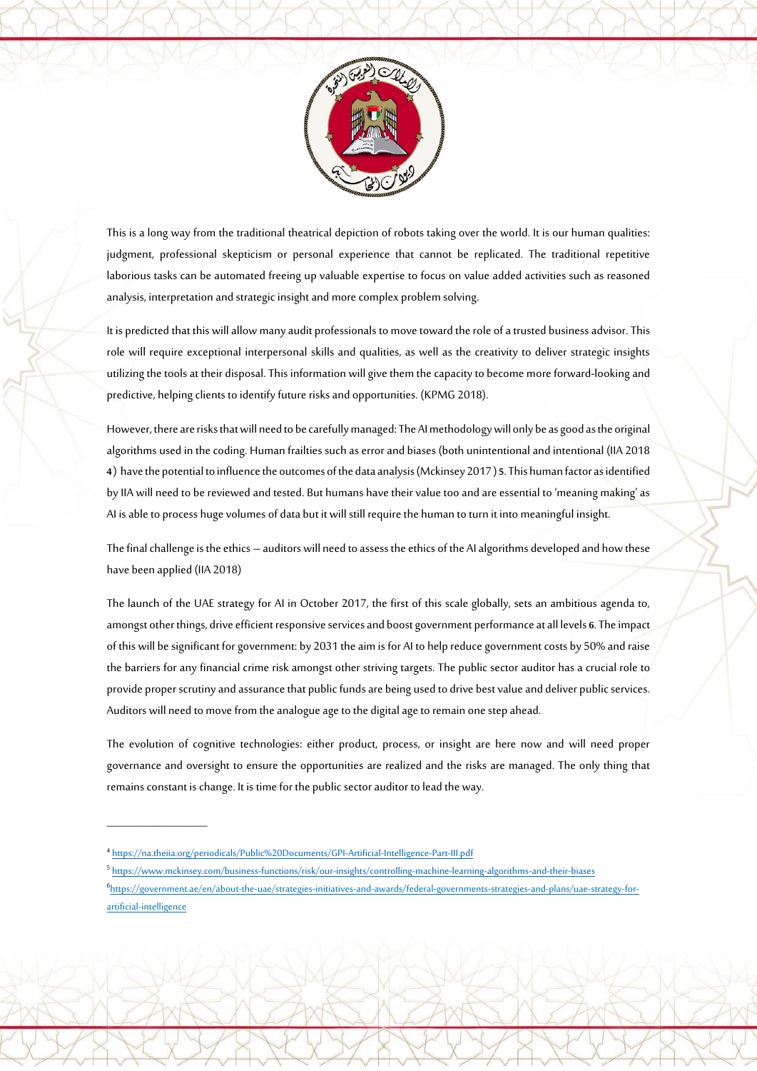This is a long way from the traditional theatrical depiction of robots taking over the world. It is our human qualities: judgment, professional skepticism or personal experience that cannot be replicated. The traditional repetitive laborious tasks can be automated freeing up valuable expertise to focus on value added activities such as reasoned analysis, interpretation and strategic insight and more complex problem solving.

It is predicted that this will allow many audit professionals to move toward the role of a trusted business advisor. This role will require exceptional interpersonal skills and qualities, as well as the creativity to deliver strategic insights utilizing the tools at their disposal. This information will give them the capacity to become more forward-looking and predictive, helping clients to identify future risks and opportunities. (KPMG 2018).

However, there are risks that will need to be carefully managed: The AI methodology will only be as good as the original algorithms used in the coding. Human frailties such as error and biases (both unintentional and intentional (IIA 2018 [4]) have the potential to influence the outcomes of the data analysis (Mckinsey 2017) [5]. This human factor as identified by IIA will need to be reviewed and tested. But humans have their value too and are essential to 'meaning making' as AI is able to process huge volumes of data but it will still require the human to turn it into meaningful insight.

The final challenge is the ethics – auditors will need to assess the ethics of the AI algorithms developed and how these have been applied (IIA 2018)

The launch of the UAE strategy for AI in October 2017, the first of this scale globally, sets an ambitious agenda to, amongst other things, drive efficient responsive services and boost government performance at all levels [6]. The impact of this will be significant for government: by 2031 the aim is for AI to help reduce government costs by 50% and raise the barriers for any financial crime risk amongst other striving targets. The public sector auditor has a crucial role to provide proper scrutiny and assurance that public funds are being used to drive best value and deliver public services. Auditors will need to move from the analogue age to the digital age to remain one step ahead.

The evolution of cognitive technologies: either product, process, or insight are here now and will need proper governance and oversight to ensure the opportunities are realized and the risks are managed. The only thing that remains constant is change. It is time for the public sector auditor to lead the way.

---

[4] https://na.theiia.org/periodicals/Public%20Documents/GPI-Artificial-Intelligence-Part-III.pdf

[5] https://www.mckinsey.com/business-functions/risk/our-insights/controlling-machine-learning-algorithms-and-their-biases

[6] https://government.ae/en/about-the-uae/strategies-initiatives-and-awards/federal-governments-strategies-and-plans/uae-strategy-for-artificial-intelligence